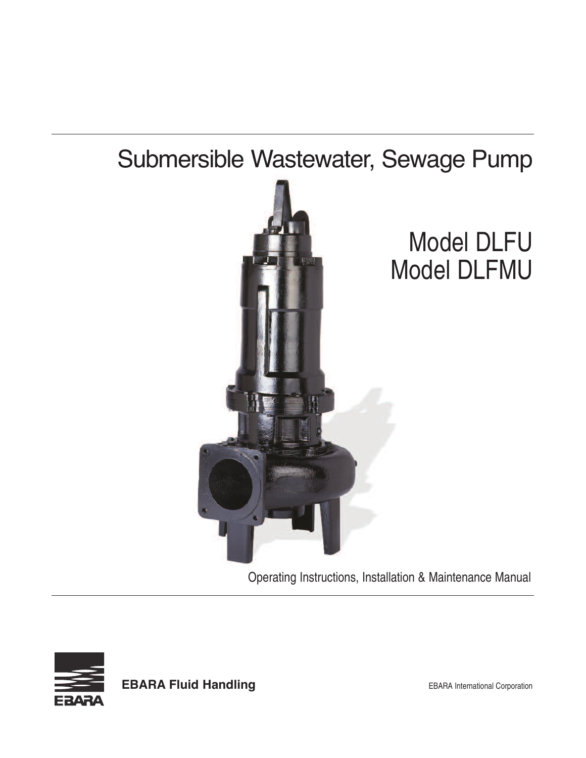# Submersible Wastewater, Sewage Pump

## Model DLFU
## Model DLFMU

Operating Instructions, Installation & Maintenance Manual

**EBARA Fluid Handling**

EBARA International Corporation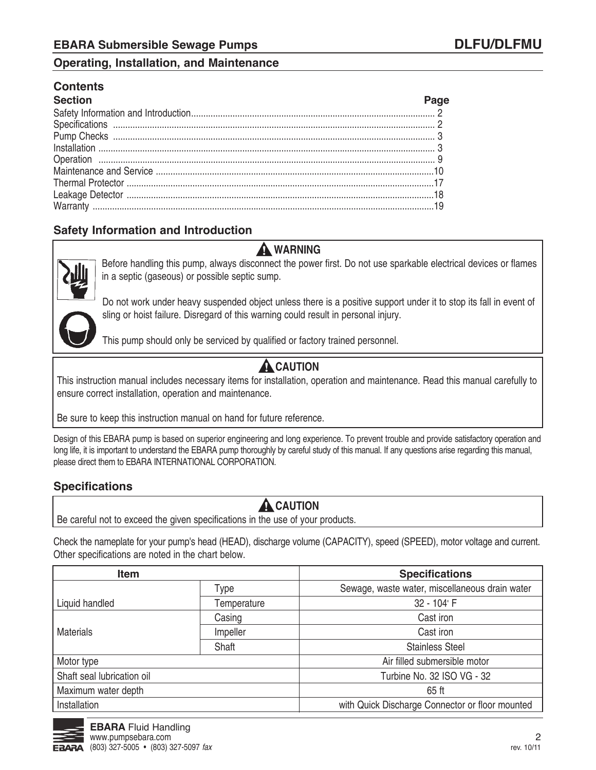## EBARA Submersible Sewage Pumps — DLFU/DLFMU

### Operating, Installation, and Maintenance

### Contents

| Section | Page |
|---|---|
| Safety Information and Introduction | 2 |
| Specifications | 2 |
| Pump Checks | 3 |
| Installation | 3 |
| Operation | 9 |
| Maintenance and Service | 10 |
| Thermal Protector | 17 |
| Leakage Detector | 18 |
| Warranty | 19 |

### Safety Information and Introduction

**⚠ WARNING**

Before handling this pump, always disconnect the power first. Do not use sparkable electrical devices or flames in a septic (gaseous) or possible septic sump.

Do not work under heavy suspended object unless there is a positive support under it to stop its fall in event of sling or hoist failure. Disregard of this warning could result in personal injury.

This pump should only be serviced by qualified or factory trained personnel.

**⚠ CAUTION**

This instruction manual includes necessary items for installation, operation and maintenance. Read this manual carefully to ensure correct installation, operation and maintenance.

Be sure to keep this instruction manual on hand for future reference.

Design of this EBARA pump is based on superior engineering and long experience. To prevent trouble and provide satisfactory operation and long life, it is important to understand the EBARA pump thoroughly by careful study of this manual. If any questions arise regarding this manual, please direct them to EBARA INTERNATIONAL CORPORATION.

### Specifications

**⚠ CAUTION**

Be careful not to exceed the given specifications in the use of your products.

Check the nameplate for your pump's head (HEAD), discharge volume (CAPACITY), speed (SPEED), motor voltage and current. Other specifications are noted in the chart below.

| Item | | Specifications |
|---|---|---|
| Liquid handled | Type | Sewage, waste water, miscellaneous drain water |
| | Temperature | 32 - 104° F |
| Materials | Casing | Cast iron |
| | Impeller | Cast iron |
| | Shaft | Stainless Steel |
| Motor type | | Air filled submersible motor |
| Shaft seal lubrication oil | | Turbine No. 32 ISO VG - 32 |
| Maximum water depth | | 65 ft |
| Installation | | with Quick Discharge Connector or floor mounted |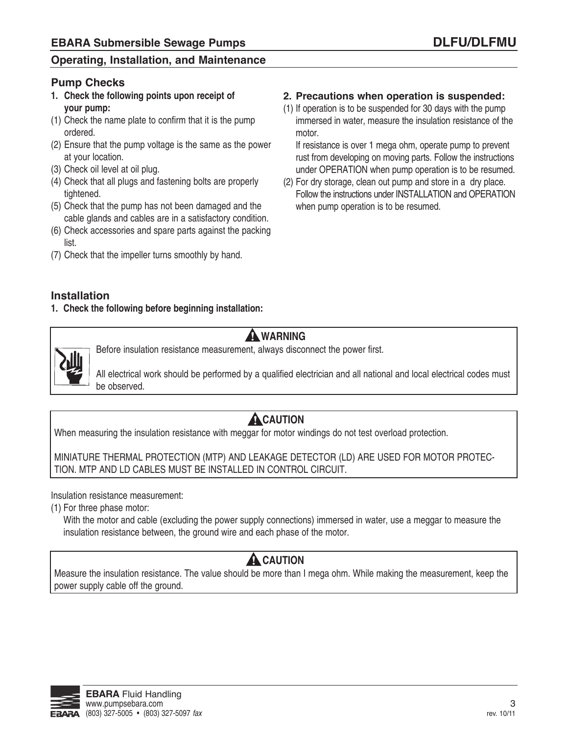## Pump Checks

**1. Check the following points upon receipt of your pump:**

(1) Check the name plate to confirm that it is the pump ordered.
(2) Ensure that the pump voltage is the same as the power at your location.
(3) Check oil level at oil plug.
(4) Check that all plugs and fastening bolts are properly tightened.
(5) Check that the pump has not been damaged and the cable glands and cables are in a satisfactory condition.
(6) Check accessories and spare parts against the packing list.
(7) Check that the impeller turns smoothly by hand.

**2. Precautions when operation is suspended:**

(1) If operation is to be suspended for 30 days with the pump immersed in water, measure the insulation resistance of the motor.
If resistance is over 1 mega ohm, operate pump to prevent rust from developing on moving parts. Follow the instructions under OPERATION when pump operation is to be resumed.
(2) For dry storage, clean out pump and store in a dry place. Follow the instructions under INSTALLATION and OPERATION when pump operation is to be resumed.

## Installation

**1. Check the following before beginning installation:**

> **⚠ WARNING**
>
> Before insulation resistance measurement, always disconnect the power first.
>
> All electrical work should be performed by a qualified electrician and all national and local electrical codes must be observed.

> **⚠ CAUTION**
>
> When measuring the insulation resistance with meggar for motor windings do not test overload protection.
>
> MINIATURE THERMAL PROTECTION (MTP) AND LEAKAGE DETECTOR (LD) ARE USED FOR MOTOR PROTECTION. MTP AND LD CABLES MUST BE INSTALLED IN CONTROL CIRCUIT.

Insulation resistance measurement:

(1) For three phase motor:
With the motor and cable (excluding the power supply connections) immersed in water, use a meggar to measure the insulation resistance between, the ground wire and each phase of the motor.

> **⚠ CAUTION**
>
> Measure the insulation resistance. The value should be more than I mega ohm. While making the measurement, keep the power supply cable off the ground.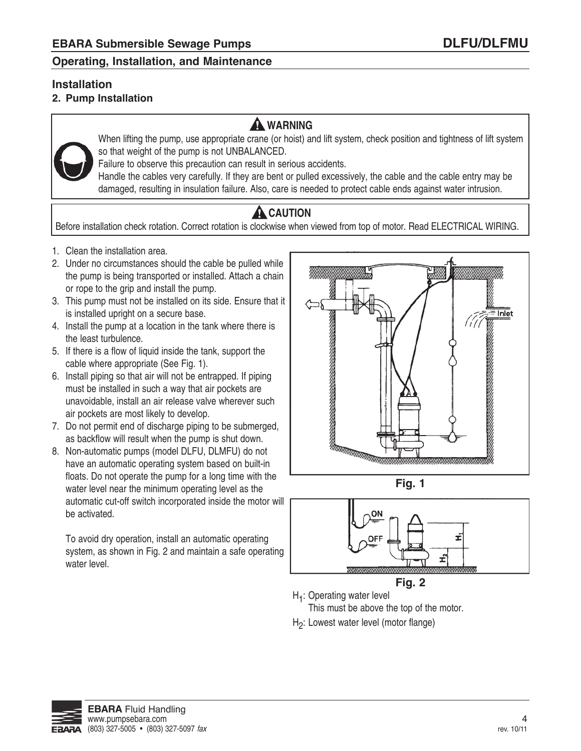## Installation

### 2. Pump Installation

> **⚠ WARNING**
>
> When lifting the pump, use appropriate crane (or hoist) and lift system, check position and tightness of lift system so that weight of the pump is not UNBALANCED.
> Failure to observe this precaution can result in serious accidents.
> Handle the cables very carefully. If they are bent or pulled excessively, the cable and the cable entry may be damaged, resulting in insulation failure. Also, care is needed to protect cable ends against water intrusion.

> **⚠ CAUTION**
>
> Before installation check rotation. Correct rotation is clockwise when viewed from top of motor. Read ELECTRICAL WIRING.

1. Clean the installation area.
2. Under no circumstances should the cable be pulled while the pump is being transported or installed. Attach a chain or rope to the grip and install the pump.
3. This pump must not be installed on its side. Ensure that it is installed upright on a secure base.
4. Install the pump at a location in the tank where there is the least turbulence.
5. If there is a flow of liquid inside the tank, support the cable where appropriate (See Fig. 1).
6. Install piping so that air will not be entrapped. If piping must be installed in such a way that air pockets are unavoidable, install an air release valve wherever such air pockets are most likely to develop.
7. Do not permit end of discharge piping to be submerged, as backflow will result when the pump is shut down.
8. Non-automatic pumps (model DLFU, DLMFU) do not have an automatic operating system based on built-in floats. Do not operate the pump for a long time with the water level near the minimum operating level as the automatic cut-off switch incorporated inside the motor will be activated.

   To avoid dry operation, install an automatic operating system, as shown in Fig. 2 and maintain a safe operating water level.

Fig. 1

Fig. 2

$H_1$: Operating water level
This must be above the top of the motor.

$H_2$: Lowest water level (motor flange)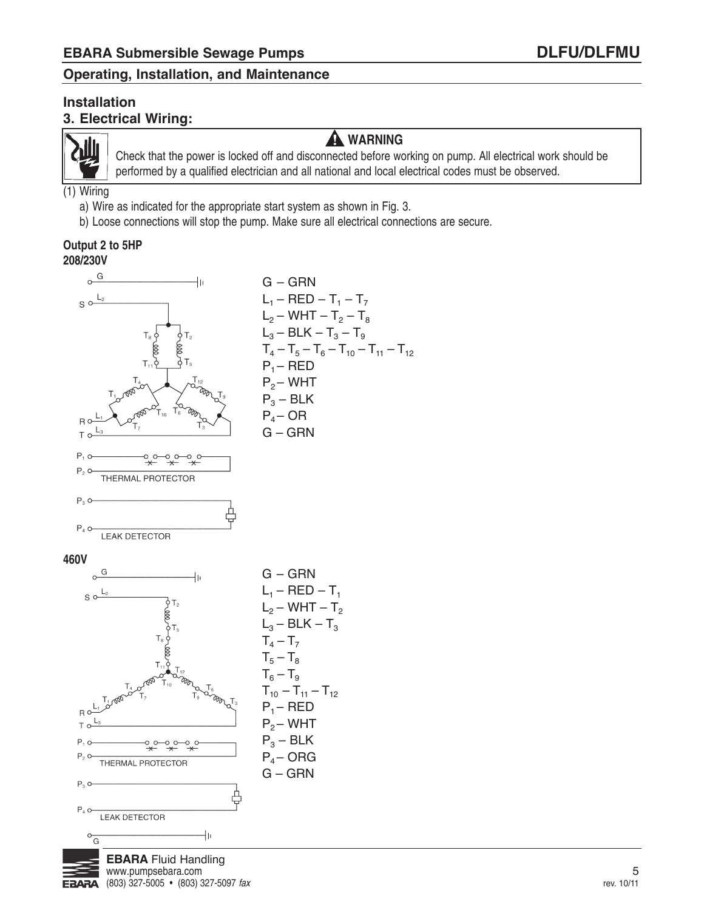## Installation

### 3. Electrical Wiring:

> **⚠ WARNING**
>
> Check that the power is locked off and disconnected before working on pump. All electrical work should be performed by a qualified electrician and all national and local electrical codes must be observed.

(1) Wiring

a) Wire as indicated for the appropriate start system as shown in Fig. 3.

b) Loose connections will stop the pump. Make sure all electrical connections are secure.

**Output 2 to 5HP**

**208/230V**

G – GRN
$L_1$ – RED – $T_1$ – $T_7$
$L_2$ – WHT – $T_2$ – $T_8$
$L_3$ – BLK – $T_3$ – $T_9$
$T_4$ – $T_5$ – $T_6$ – $T_{10}$ – $T_{11}$ – $T_{12}$
$P_1$ – RED
$P_2$ – WHT
$P_3$ – BLK
$P_4$ – OR
G – GRN

THERMAL PROTECTOR

LEAK DETECTOR

**460V**

G – GRN
$L_1$ – RED – $T_1$
$L_2$ – WHT – $T_2$
$L_3$ – BLK – $T_3$
$T_4$ – $T_7$
$T_5$ – $T_8$
$T_6$ – $T_9$
$T_{10}$ – $T_{11}$ – $T_{12}$
$P_1$ – RED
$P_2$ – WHT
$P_3$ – BLK
$P_4$ – ORG
G – GRN

THERMAL PROTECTOR

LEAK DETECTOR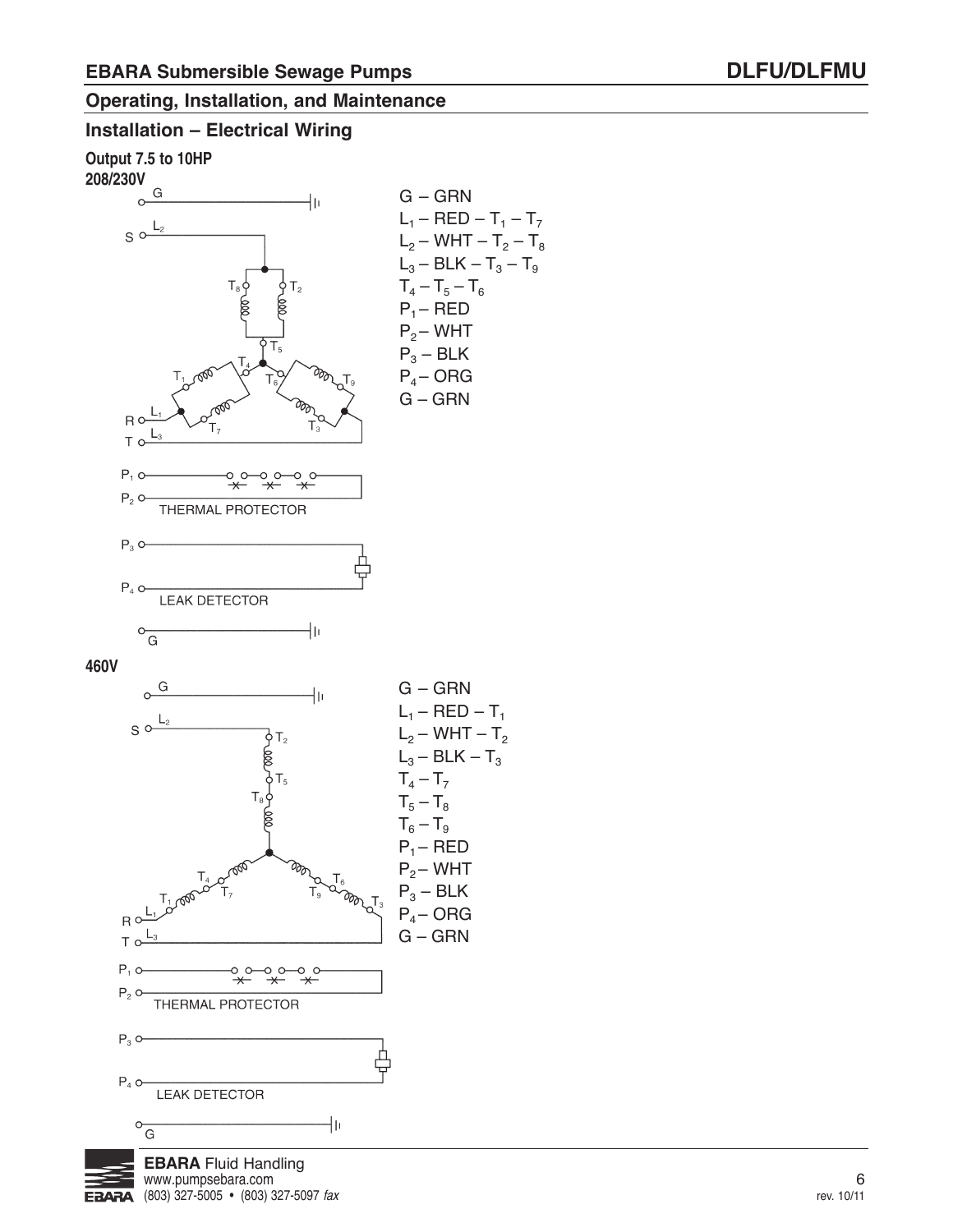## Operating, Installation, and Maintenance

### Installation – Electrical Wiring

**Output 7.5 to 10HP**

**208/230V**

G – GRN
$L_1$ – RED – $T_1$ – $T_7$
$L_2$ – WHT – $T_2$ – $T_8$
$L_3$ – BLK – $T_3$ – $T_9$
$T_4$ – $T_5$ – $T_6$
$P_1$ – RED
$P_2$ – WHT
$P_3$ – BLK
$P_4$ – ORG
G – GRN

THERMAL PROTECTOR

LEAK DETECTOR

**460V**

G – GRN
$L_1$ – RED – $T_1$
$L_2$ – WHT – $T_2$
$L_3$ – BLK – $T_3$
$T_4$ – $T_7$
$T_5$ – $T_8$
$T_6$ – $T_9$
$P_1$ – RED
$P_2$ – WHT
$P_3$ – BLK
$P_4$ – ORG
G – GRN

THERMAL PROTECTOR

LEAK DETECTOR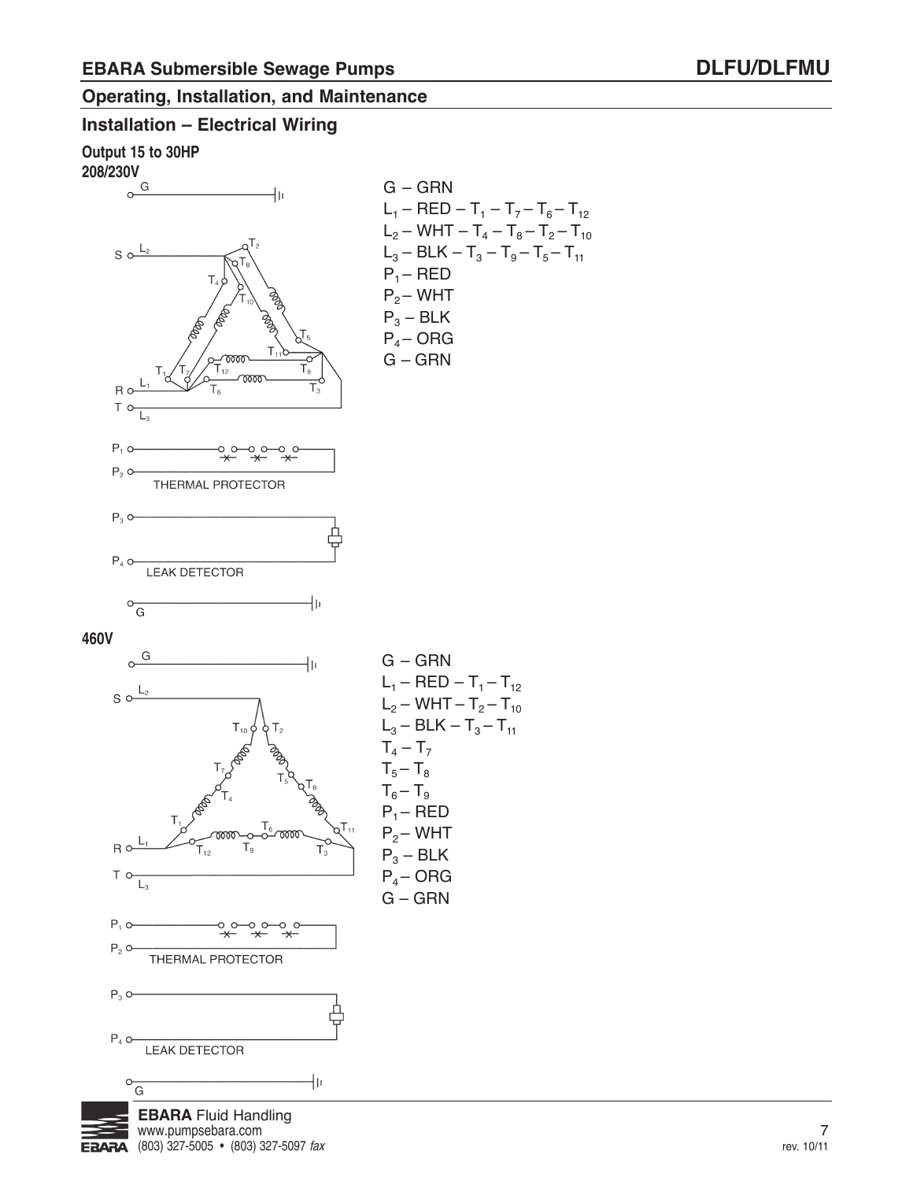## Operating, Installation, and Maintenance

### Installation – Electrical Wiring

**Output 15 to 30HP**

**208/230V**

G – GRN
$L_1$ – RED – $T_1$ – $T_7$ – $T_6$ – $T_{12}$
$L_2$ – WHT – $T_4$ – $T_8$ – $T_2$ – $T_{10}$
$L_3$ – BLK – $T_3$ – $T_9$ – $T_5$ – $T_{11}$
$P_1$ – RED
$P_2$ – WHT
$P_3$ – BLK
$P_4$ – ORG
G – GRN

THERMAL PROTECTOR

LEAK DETECTOR

**460V**

G – GRN
$L_1$ – RED – $T_1$ – $T_{12}$
$L_2$ – WHT – $T_2$ – $T_{10}$
$L_3$ – BLK – $T_3$ – $T_{11}$
$T_4$ – $T_7$
$T_5$ – $T_8$
$T_6$ – $T_9$
$P_1$ – RED
$P_2$ – WHT
$P_3$ – BLK
$P_4$ – ORG
G – GRN

THERMAL PROTECTOR

LEAK DETECTOR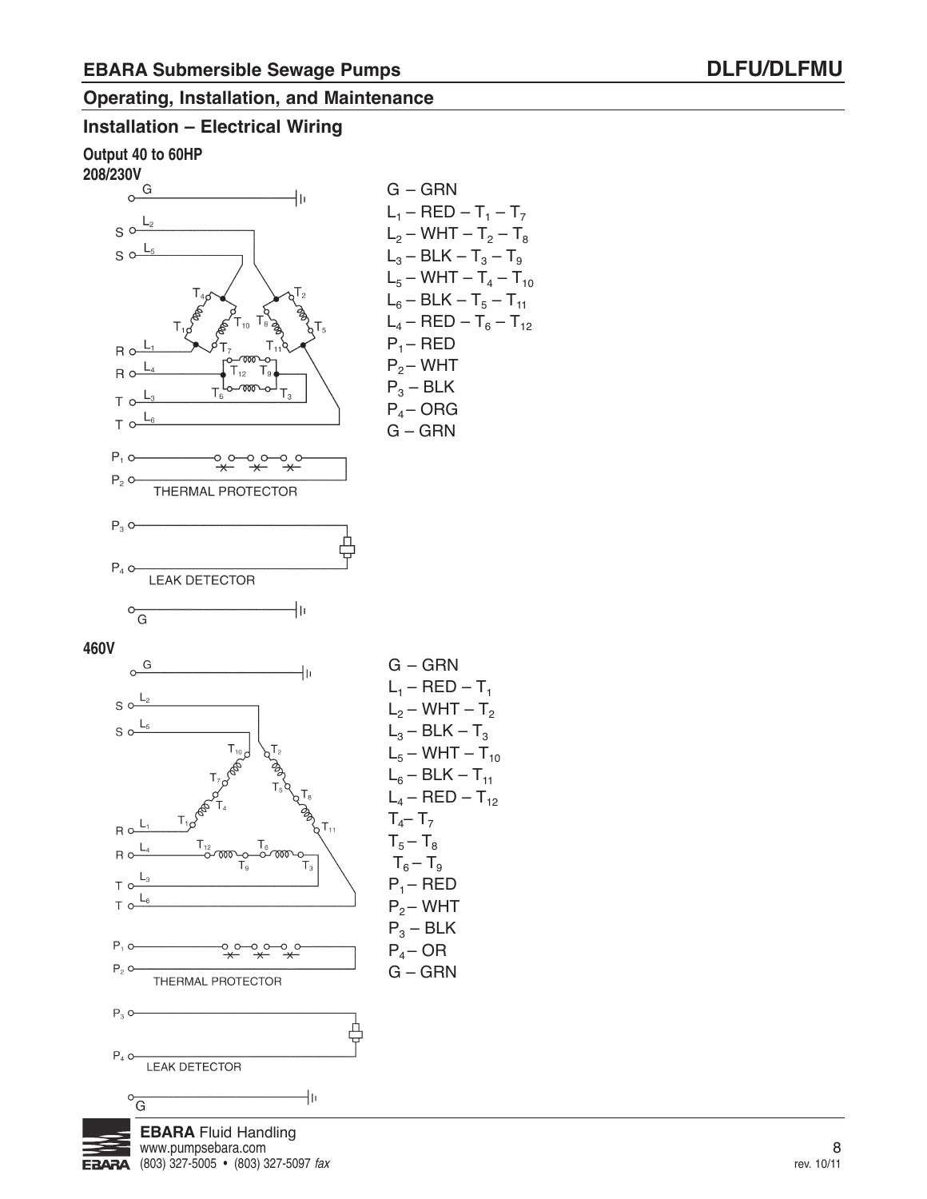## Operating, Installation, and Maintenance

### Installation – Electrical Wiring

**Output 40 to 60HP**

**208/230V**

G – GRN
$L_1$ – RED – $T_1$ – $T_7$
$L_2$ – WHT – $T_2$ – $T_8$
$L_3$ – BLK – $T_3$ – $T_9$
$L_5$ – WHT – $T_4$ – $T_{10}$
$L_6$ – BLK – $T_5$ – $T_{11}$
$L_4$ – RED – $T_6$ – $T_{12}$
$P_1$ – RED
$P_2$ – WHT
$P_3$ – BLK
$P_4$ – ORG
G – GRN

THERMAL PROTECTOR

LEAK DETECTOR

**460V**

G – GRN
$L_1$ – RED – $T_1$
$L_2$ – WHT – $T_2$
$L_3$ – BLK – $T_3$
$L_5$ – WHT – $T_{10}$
$L_6$ – BLK – $T_{11}$
$L_4$ – RED – $T_{12}$
$T_4$ – $T_7$
$T_5$ – $T_8$
$T_6$ – $T_9$
$P_1$ – RED
$P_2$ – WHT
$P_3$ – BLK
$P_4$ – OR
G – GRN

THERMAL PROTECTOR

LEAK DETECTOR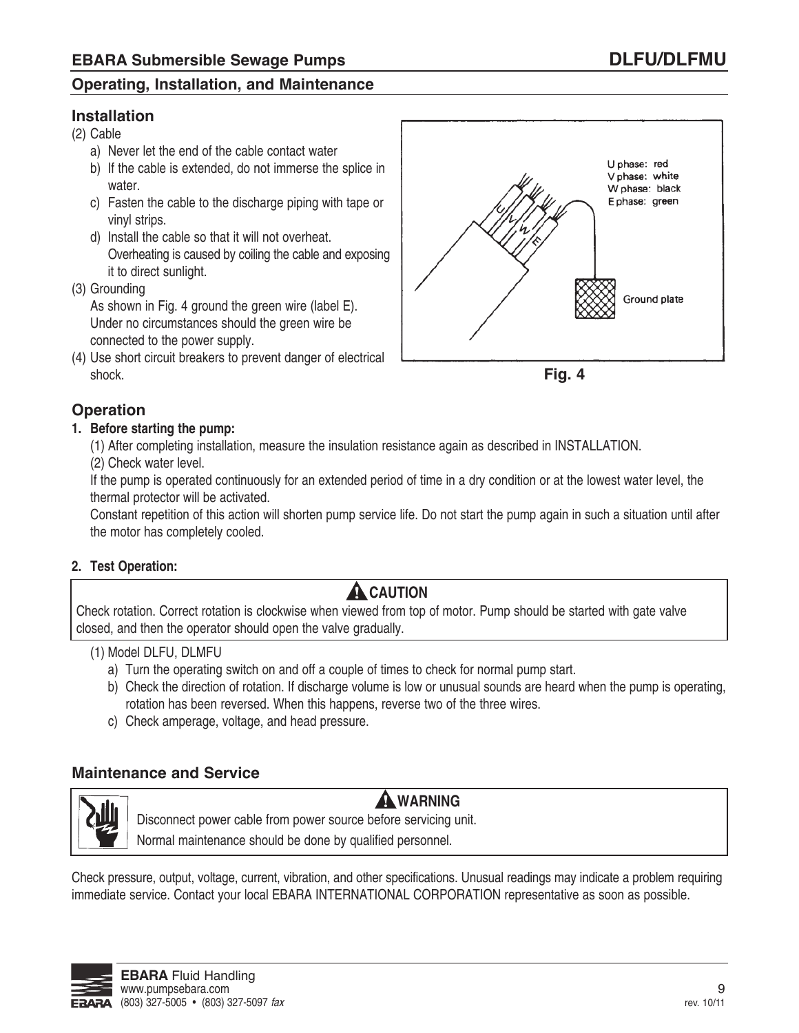## Installation

(2) Cable

a) Never let the end of the cable contact water
b) If the cable is extended, do not immerse the splice in water.
c) Fasten the cable to the discharge piping with tape or vinyl strips.
d) Install the cable so that it will not overheat. Overheating is caused by coiling the cable and exposing it to direct sunlight.

(3) Grounding

As shown in Fig. 4 ground the green wire (label E). Under no circumstances should the green wire be connected to the power supply.

(4) Use short circuit breakers to prevent danger of electrical shock.

U phase: red
V phase: white
W phase: black
E phase: green

Ground plate

Fig. 4

## Operation

**1. Before starting the pump:**

(1) After completing installation, measure the insulation resistance again as described in INSTALLATION.

(2) Check water level.

If the pump is operated continuously for an extended period of time in a dry condition or at the lowest water level, the thermal protector will be activated.

Constant repetition of this action will shorten pump service life. Do not start the pump again in such a situation until after the motor has completely cooled.

**2. Test Operation:**

**CAUTION**

Check rotation. Correct rotation is clockwise when viewed from top of motor. Pump should be started with gate valve closed, and then the operator should open the valve gradually.

(1) Model DLFU, DLMFU

a) Turn the operating switch on and off a couple of times to check for normal pump start.
b) Check the direction of rotation. If discharge volume is low or unusual sounds are heard when the pump is operating, rotation has been reversed. When this happens, reverse two of the three wires.
c) Check amperage, voltage, and head pressure.

## Maintenance and Service

**WARNING**

Disconnect power cable from power source before servicing unit.

Normal maintenance should be done by qualified personnel.

Check pressure, output, voltage, current, vibration, and other specifications. Unusual readings may indicate a problem requiring immediate service. Contact your local EBARA INTERNATIONAL CORPORATION representative as soon as possible.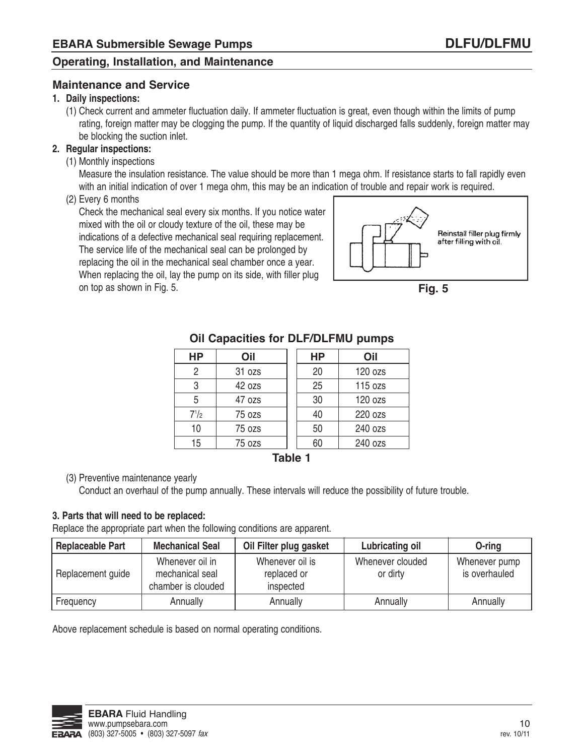## Maintenance and Service

**1. Daily inspections:**

(1) Check current and ammeter fluctuation daily. If ammeter fluctuation is great, even though within the limits of pump rating, foreign matter may be clogging the pump. If the quantity of liquid discharged falls suddenly, foreign matter may be blocking the suction inlet.

**2. Regular inspections:**

(1) Monthly inspections

Measure the insulation resistance. The value should be more than 1 mega ohm. If resistance starts to fall rapidly even with an initial indication of over 1 mega ohm, this may be an indication of trouble and repair work is required.

(2) Every 6 months

Check the mechanical seal every six months. If you notice water mixed with the oil or cloudy texture of the oil, these may be indications of a defective mechanical seal requiring replacement. The service life of the mechanical seal can be prolonged by replacing the oil in the mechanical seal chamber once a year. When replacing the oil, lay the pump on its side, with filler plug on top as shown in Fig. 5.

Reinstall filler plug firmly after filling with oil.

**Fig. 5**

### Oil Capacities for DLF/DLFMU pumps

| HP | Oil | HP | Oil |
|---|---|---|---|
| 2 | 31 ozs | 20 | 120 ozs |
| 3 | 42 ozs | 25 | 115 ozs |
| 5 | 47 ozs | 30 | 120 ozs |
| 7 1/2 | 75 ozs | 40 | 220 ozs |
| 10 | 75 ozs | 50 | 240 ozs |
| 15 | 75 ozs | 60 | 240 ozs |

**Table 1**

(3) Preventive maintenance yearly

Conduct an overhaul of the pump annually. These intervals will reduce the possibility of future trouble.

**3. Parts that will need to be replaced:**

Replace the appropriate part when the following conditions are apparent.

| Replaceable Part | Mechanical Seal | Oil Filter plug gasket | Lubricating oil | O-ring |
|---|---|---|---|---|
| Replacement guide | Whenever oil in mechanical seal chamber is clouded | Whenever oil is replaced or inspected | Whenever clouded or dirty | Whenever pump is overhauled |
| Frequency | Annually | Annually | Annually | Annually |

Above replacement schedule is based on normal operating conditions.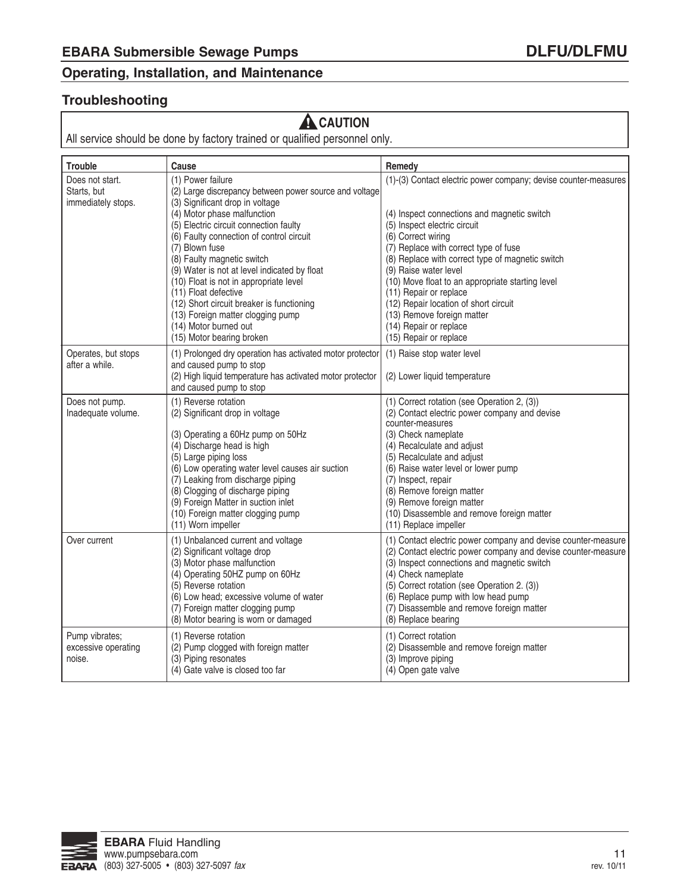## Troubleshooting

**⚠ CAUTION**

All service should be done by factory trained or qualified personnel only.

| Trouble | Cause | Remedy |
|---|---|---|
| Does not start.<br>Starts, but immediately stops. | (1) Power failure<br>(2) Large discrepancy between power source and voltage<br>(3) Significant drop in voltage<br>(4) Motor phase malfunction<br>(5) Electric circuit connection faulty<br>(6) Faulty connection of control circuit<br>(7) Blown fuse<br>(8) Faulty magnetic switch<br>(9) Water is not at level indicated by float<br>(10) Float is not in appropriate level<br>(11) Float defective<br>(12) Short circuit breaker is functioning<br>(13) Foreign matter clogging pump<br>(14) Motor burned out<br>(15) Motor bearing broken | (1)-(3) Contact electric power company; devise counter-measures<br>(4) Inspect connections and magnetic switch<br>(5) Inspect electric circuit<br>(6) Correct wiring<br>(7) Replace with correct type of fuse<br>(8) Replace with correct type of magnetic switch<br>(9) Raise water level<br>(10) Move float to an appropriate starting level<br>(11) Repair or replace<br>(12) Repair location of short circuit<br>(13) Remove foreign matter<br>(14) Repair or replace<br>(15) Repair or replace |
| Operates, but stops after a while. | (1) Prolonged dry operation has activated motor protector and caused pump to stop<br>(2) High liquid temperature has activated motor protector and caused pump to stop | (1) Raise stop water level<br>(2) Lower liquid temperature |
| Does not pump.<br>Inadequate volume. | (1) Reverse rotation<br>(2) Significant drop in voltage<br>(3) Operating a 60Hz pump on 50Hz<br>(4) Discharge head is high<br>(5) Large piping loss<br>(6) Low operating water level causes air suction<br>(7) Leaking from discharge piping<br>(8) Clogging of discharge piping<br>(9) Foreign Matter in suction inlet<br>(10) Foreign matter clogging pump<br>(11) Worn impeller | (1) Correct rotation (see Operation 2, (3))<br>(2) Contact electric power company and devise counter-measures<br>(3) Check nameplate<br>(4) Recalculate and adjust<br>(5) Recalculate and adjust<br>(6) Raise water level or lower pump<br>(7) Inspect, repair<br>(8) Remove foreign matter<br>(9) Remove foreign matter<br>(10) Disassemble and remove foreign matter<br>(11) Replace impeller |
| Over current | (1) Unbalanced current and voltage<br>(2) Significant voltage drop<br>(3) Motor phase malfunction<br>(4) Operating 50HZ pump on 60Hz<br>(5) Reverse rotation<br>(6) Low head; excessive volume of water<br>(7) Foreign matter clogging pump<br>(8) Motor bearing is worn or damaged | (1) Contact electric power company and devise counter-measure<br>(2) Contact electric power company and devise counter-measure<br>(3) Inspect connections and magnetic switch<br>(4) Check nameplate<br>(5) Correct rotation (see Operation 2. (3))<br>(6) Replace pump with low head pump<br>(7) Disassemble and remove foreign matter<br>(8) Replace bearing |
| Pump vibrates; excessive operating noise. | (1) Reverse rotation<br>(2) Pump clogged with foreign matter<br>(3) Piping resonates<br>(4) Gate valve is closed too far | (1) Correct rotation<br>(2) Disassemble and remove foreign matter<br>(3) Improve piping<br>(4) Open gate valve |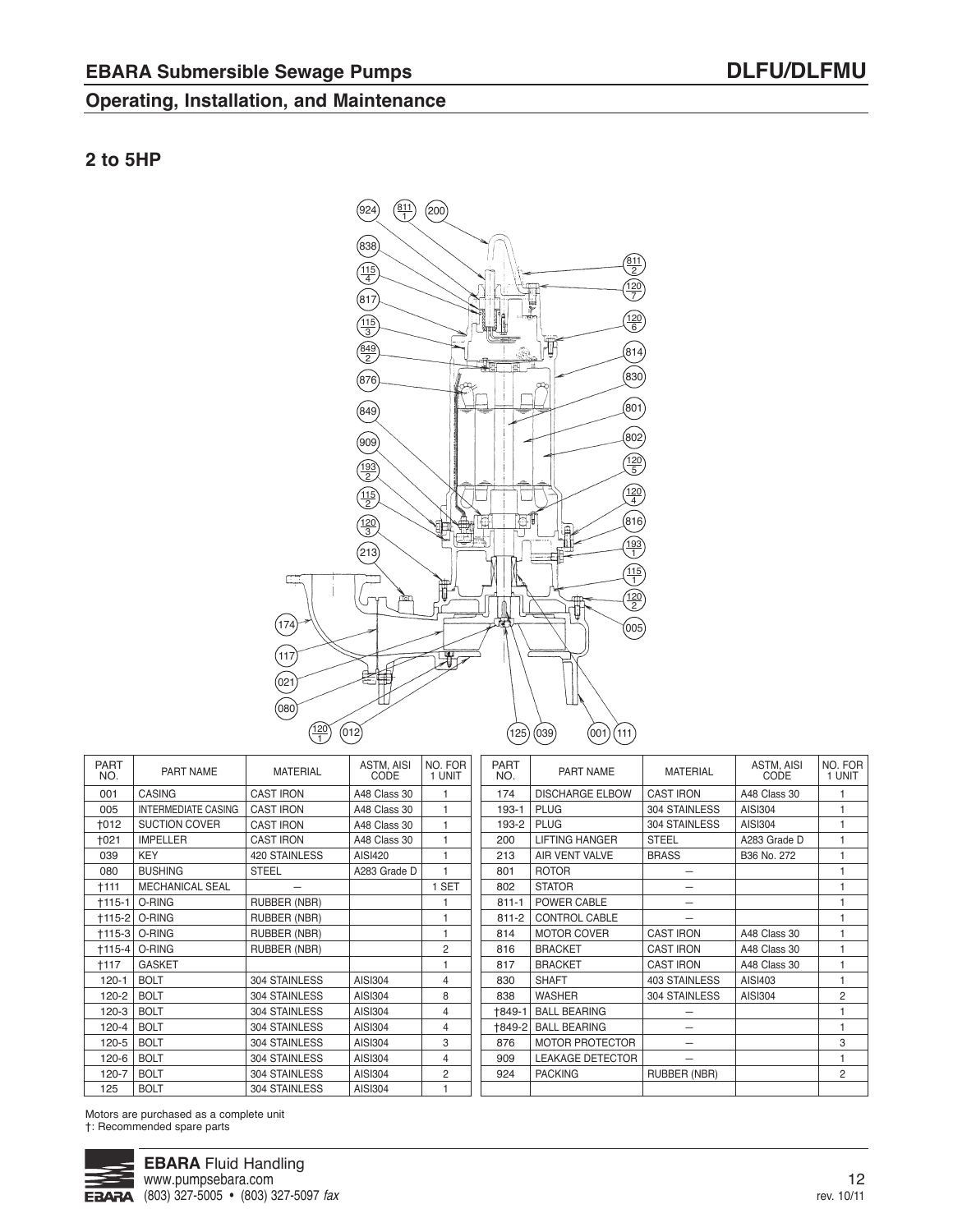## 2 to 5HP

| PART NO. | PART NAME | MATERIAL | ASTM, AISI CODE | NO. FOR 1 UNIT |
|---|---|---|---|---|
| 001 | CASING | CAST IRON | A48 Class 30 | 1 |
| 005 | INTERMEDIATE CASING | CAST IRON | A48 Class 30 | 1 |
| †012 | SUCTION COVER | CAST IRON | A48 Class 30 | 1 |
| †021 | IMPELLER | CAST IRON | A48 Class 30 | 1 |
| 039 | KEY | 420 STAINLESS | AISI420 | 1 |
| 080 | BUSHING | STEEL | A283 Grade D | 1 |
| †111 | MECHANICAL SEAL | – | | 1 SET |
| †115-1 | O-RING | RUBBER (NBR) | | 1 |
| †115-2 | O-RING | RUBBER (NBR) | | 1 |
| †115-3 | O-RING | RUBBER (NBR) | | 1 |
| †115-4 | O-RING | RUBBER (NBR) | | 2 |
| †117 | GASKET | | | 1 |
| 120-1 | BOLT | 304 STAINLESS | AISI304 | 4 |
| 120-2 | BOLT | 304 STAINLESS | AISI304 | 8 |
| 120-3 | BOLT | 304 STAINLESS | AISI304 | 4 |
| 120-4 | BOLT | 304 STAINLESS | AISI304 | 4 |
| 120-5 | BOLT | 304 STAINLESS | AISI304 | 3 |
| 120-6 | BOLT | 304 STAINLESS | AISI304 | 4 |
| 120-7 | BOLT | 304 STAINLESS | AISI304 | 2 |
| 125 | BOLT | 304 STAINLESS | AISI304 | 1 |
| 174 | DISCHARGE ELBOW | CAST IRON | A48 Class 30 | 1 |
| 193-1 | PLUG | 304 STAINLESS | AISI304 | 1 |
| 193-2 | PLUG | 304 STAINLESS | AISI304 | 1 |
| 200 | LIFTING HANGER | STEEL | A283 Grade D | 1 |
| 213 | AIR VENT VALVE | BRASS | B36 No. 272 | 1 |
| 801 | ROTOR | – | | 1 |
| 802 | STATOR | – | | 1 |
| 811-1 | POWER CABLE | – | | 1 |
| 811-2 | CONTROL CABLE | – | | 1 |
| 814 | MOTOR COVER | CAST IRON | A48 Class 30 | 1 |
| 816 | BRACKET | CAST IRON | A48 Class 30 | 1 |
| 817 | BRACKET | CAST IRON | A48 Class 30 | 1 |
| 830 | SHAFT | 403 STAINLESS | AISI403 | 1 |
| 838 | WASHER | 304 STAINLESS | AISI304 | 2 |
| †849-1 | BALL BEARING | – | | 1 |
| †849-2 | BALL BEARING | – | | 1 |
| 876 | MOTOR PROTECTOR | – | | 3 |
| 909 | LEAKAGE DETECTOR | – | | 1 |
| 924 | PACKING | RUBBER (NBR) | | 2 |

Motors are purchased as a complete unit
†: Recommended spare parts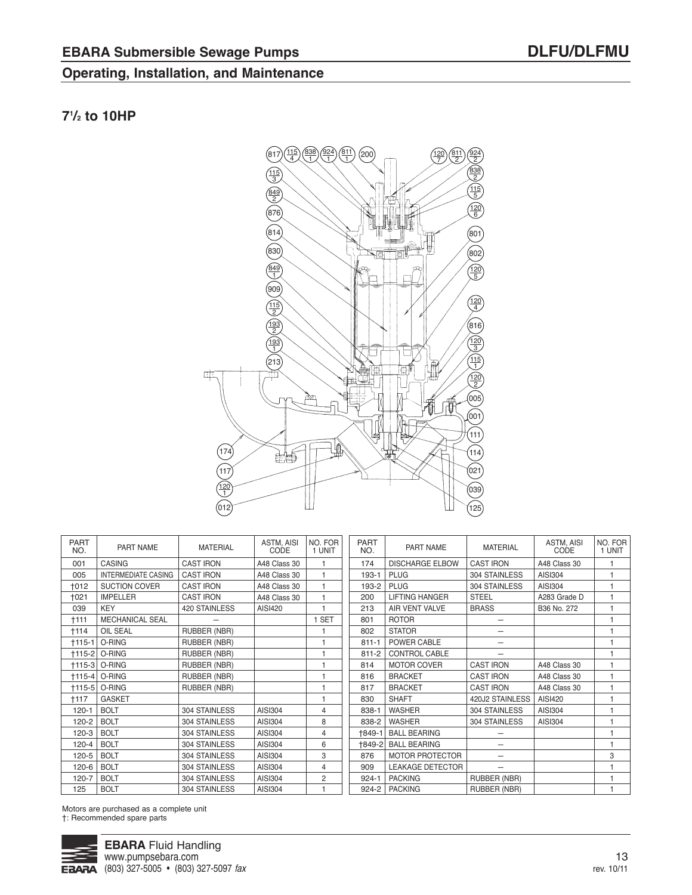## EBARA Submersible Sewage Pumps

## DLFU/DLFMU

### Operating, Installation, and Maintenance

### 7½ to 10HP

| PART NO. | PART NAME | MATERIAL | ASTM, AISI CODE | NO. FOR 1 UNIT |
|---|---|---|---|---|
| 001 | CASING | CAST IRON | A48 Class 30 | 1 |
| 005 | INTERMEDIATE CASING | CAST IRON | A48 Class 30 | 1 |
| †012 | SUCTION COVER | CAST IRON | A48 Class 30 | 1 |
| †021 | IMPELLER | CAST IRON | A48 Class 30 | 1 |
| 039 | KEY | 420 STAINLESS | AISI420 | 1 |
| †111 | MECHANICAL SEAL | – | | 1 SET |
| †114 | OIL SEAL | RUBBER (NBR) | | 1 |
| †115-1 | O-RING | RUBBER (NBR) | | 1 |
| †115-2 | O-RING | RUBBER (NBR) | | 1 |
| †115-3 | O-RING | RUBBER (NBR) | | 1 |
| †115-4 | O-RING | RUBBER (NBR) | | 1 |
| †115-5 | O-RING | RUBBER (NBR) | | 1 |
| †117 | GASKET | | | 1 |
| 120-1 | BOLT | 304 STAINLESS | AISI304 | 4 |
| 120-2 | BOLT | 304 STAINLESS | AISI304 | 8 |
| 120-3 | BOLT | 304 STAINLESS | AISI304 | 4 |
| 120-4 | BOLT | 304 STAINLESS | AISI304 | 6 |
| 120-5 | BOLT | 304 STAINLESS | AISI304 | 3 |
| 120-6 | BOLT | 304 STAINLESS | AISI304 | 4 |
| 120-7 | BOLT | 304 STAINLESS | AISI304 | 2 |
| 125 | BOLT | 304 STAINLESS | AISI304 | 1 |
| 174 | DISCHARGE ELBOW | CAST IRON | A48 Class 30 | 1 |
| 193-1 | PLUG | 304 STAINLESS | AISI304 | 1 |
| 193-2 | PLUG | 304 STAINLESS | AISI304 | 1 |
| 200 | LIFTING HANGER | STEEL | A283 Grade D | 1 |
| 213 | AIR VENT VALVE | BRASS | B36 No. 272 | 1 |
| 801 | ROTOR | – | | 1 |
| 802 | STATOR | – | | 1 |
| 811-1 | POWER CABLE | – | | 1 |
| 811-2 | CONTROL CABLE | – | | 1 |
| 814 | MOTOR COVER | CAST IRON | A48 Class 30 | 1 |
| 816 | BRACKET | CAST IRON | A48 Class 30 | 1 |
| 817 | BRACKET | CAST IRON | A48 Class 30 | 1 |
| 830 | SHAFT | 420J2 STAINLESS | AISI420 | 1 |
| 838-1 | WASHER | 304 STAINLESS | AISI304 | 1 |
| 838-2 | WASHER | 304 STAINLESS | AISI304 | 1 |
| †849-1 | BALL BEARING | – | | 1 |
| †849-2 | BALL BEARING | – | | 1 |
| 876 | MOTOR PROTECTOR | – | | 3 |
| 909 | LEAKAGE DETECTOR | – | | 1 |
| 924-1 | PACKING | RUBBER (NBR) | | 1 |
| 924-2 | PACKING | RUBBER (NBR) | | 1 |

Motors are purchased as a complete unit
†: Recommended spare parts

**EBARA** Fluid Handling
www.pumpsebara.com
(803) 327-5005 • (803) 327-5097 *fax*

rev. 10/11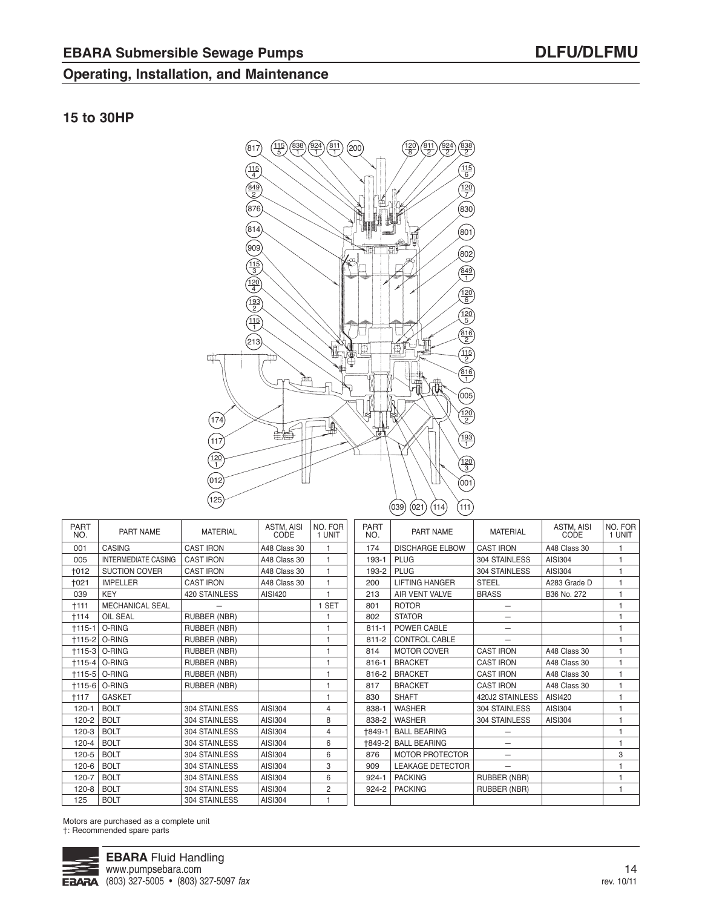## EBARA Submersible Sewage Pumps

## DLFU/DLFMU

### Operating, Installation, and Maintenance

### 15 to 30HP

| PART NO. | PART NAME | MATERIAL | ASTM, AISI CODE | NO. FOR 1 UNIT |
|---|---|---|---|---|
| 001 | CASING | CAST IRON | A48 Class 30 | 1 |
| 005 | INTERMEDIATE CASING | CAST IRON | A48 Class 30 | 1 |
| †012 | SUCTION COVER | CAST IRON | A48 Class 30 | 1 |
| †021 | IMPELLER | CAST IRON | A48 Class 30 | 1 |
| 039 | KEY | 420 STAINLESS | AISI420 | 1 |
| †111 | MECHANICAL SEAL | – | | 1 SET |
| †114 | OIL SEAL | RUBBER (NBR) | | 1 |
| †115-1 | O-RING | RUBBER (NBR) | | 1 |
| †115-2 | O-RING | RUBBER (NBR) | | 1 |
| †115-3 | O-RING | RUBBER (NBR) | | 1 |
| †115-4 | O-RING | RUBBER (NBR) | | 1 |
| †115-5 | O-RING | RUBBER (NBR) | | 1 |
| †115-6 | O-RING | RUBBER (NBR) | | 1 |
| †117 | GASKET | | | 1 |
| 120-1 | BOLT | 304 STAINLESS | AISI304 | 4 |
| 120-2 | BOLT | 304 STAINLESS | AISI304 | 8 |
| 120-3 | BOLT | 304 STAINLESS | AISI304 | 4 |
| 120-4 | BOLT | 304 STAINLESS | AISI304 | 6 |
| 120-5 | BOLT | 304 STAINLESS | AISI304 | 6 |
| 120-6 | BOLT | 304 STAINLESS | AISI304 | 3 |
| 120-7 | BOLT | 304 STAINLESS | AISI304 | 6 |
| 120-8 | BOLT | 304 STAINLESS | AISI304 | 2 |
| 125 | BOLT | 304 STAINLESS | AISI304 | 1 |
| 174 | DISCHARGE ELBOW | CAST IRON | A48 Class 30 | 1 |
| 193-1 | PLUG | 304 STAINLESS | AISI304 | 1 |
| 193-2 | PLUG | 304 STAINLESS | AISI304 | 1 |
| 200 | LIFTING HANGER | STEEL | A283 Grade D | 1 |
| 213 | AIR VENT VALVE | BRASS | B36 No. 272 | 1 |
| 801 | ROTOR | – | | 1 |
| 802 | STATOR | – | | 1 |
| 811-1 | POWER CABLE | – | | 1 |
| 811-2 | CONTROL CABLE | – | | 1 |
| 814 | MOTOR COVER | CAST IRON | A48 Class 30 | 1 |
| 816-1 | BRACKET | CAST IRON | A48 Class 30 | 1 |
| 816-2 | BRACKET | CAST IRON | A48 Class 30 | 1 |
| 817 | BRACKET | CAST IRON | A48 Class 30 | 1 |
| 830 | SHAFT | 420J2 STAINLESS | AISI420 | 1 |
| 838-1 | WASHER | 304 STAINLESS | AISI304 | 1 |
| 838-2 | WASHER | 304 STAINLESS | AISI304 | 1 |
| †849-1 | BALL BEARING | – | | 1 |
| †849-2 | BALL BEARING | – | | 1 |
| 876 | MOTOR PROTECTOR | – | | 3 |
| 909 | LEAKAGE DETECTOR | – | | 1 |
| 924-1 | PACKING | RUBBER (NBR) | | 1 |
| 924-2 | PACKING | RUBBER (NBR) | | 1 |

Motors are purchased as a complete unit
†: Recommended spare parts

**EBARA** Fluid Handling
www.pumpsebara.com
(803) 327-5005 • (803) 327-5097 *fax*

rev. 10/11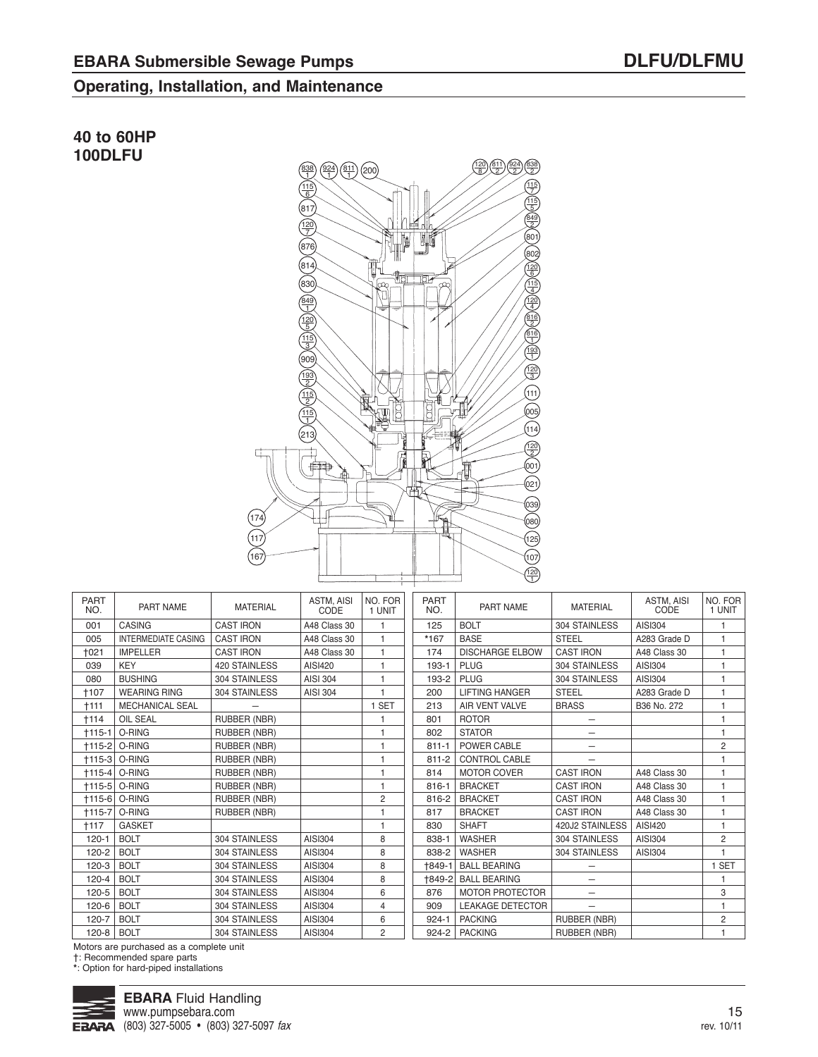## 40 to 60HP
## 100DLFU

| PART NO. | PART NAME | MATERIAL | ASTM, AISI CODE | NO. FOR 1 UNIT |
|---|---|---|---|---|
| 001 | CASING | CAST IRON | A48 Class 30 | 1 |
| 005 | INTERMEDIATE CASING | CAST IRON | A48 Class 30 | 1 |
| †021 | IMPELLER | CAST IRON | A48 Class 30 | 1 |
| 039 | KEY | 420 STAINLESS | AISI420 | 1 |
| 080 | BUSHING | 304 STAINLESS | AISI 304 | 1 |
| †107 | WEARING RING | 304 STAINLESS | AISI 304 | 1 |
| †111 | MECHANICAL SEAL | – | | 1 SET |
| †114 | OIL SEAL | RUBBER (NBR) | | 1 |
| †115-1 | O-RING | RUBBER (NBR) | | 1 |
| †115-2 | O-RING | RUBBER (NBR) | | 1 |
| †115-3 | O-RING | RUBBER (NBR) | | 1 |
| †115-4 | O-RING | RUBBER (NBR) | | 1 |
| †115-5 | O-RING | RUBBER (NBR) | | 1 |
| †115-6 | O-RING | RUBBER (NBR) | | 2 |
| †115-7 | O-RING | RUBBER (NBR) | | 1 |
| †117 | GASKET | | | 1 |
| 120-1 | BOLT | 304 STAINLESS | AISI304 | 8 |
| 120-2 | BOLT | 304 STAINLESS | AISI304 | 8 |
| 120-3 | BOLT | 304 STAINLESS | AISI304 | 8 |
| 120-4 | BOLT | 304 STAINLESS | AISI304 | 8 |
| 120-5 | BOLT | 304 STAINLESS | AISI304 | 6 |
| 120-6 | BOLT | 304 STAINLESS | AISI304 | 4 |
| 120-7 | BOLT | 304 STAINLESS | AISI304 | 6 |
| 120-8 | BOLT | 304 STAINLESS | AISI304 | 2 |
| 125 | BOLT | 304 STAINLESS | AISI304 | 1 |
| *167 | BASE | STEEL | A283 Grade D | 1 |
| 174 | DISCHARGE ELBOW | CAST IRON | A48 Class 30 | 1 |
| 193-1 | PLUG | 304 STAINLESS | AISI304 | 1 |
| 193-2 | PLUG | 304 STAINLESS | AISI304 | 1 |
| 200 | LIFTING HANGER | STEEL | A283 Grade D | 1 |
| 213 | AIR VENT VALVE | BRASS | B36 No. 272 | 1 |
| 801 | ROTOR | – | | 1 |
| 802 | STATOR | – | | 1 |
| 811-1 | POWER CABLE | – | | 2 |
| 811-2 | CONTROL CABLE | – | | 1 |
| 814 | MOTOR COVER | CAST IRON | A48 Class 30 | 1 |
| 816-1 | BRACKET | CAST IRON | A48 Class 30 | 1 |
| 816-2 | BRACKET | CAST IRON | A48 Class 30 | 1 |
| 817 | BRACKET | CAST IRON | A48 Class 30 | 1 |
| 830 | SHAFT | 420J2 STAINLESS | AISI420 | 1 |
| 838-1 | WASHER | 304 STAINLESS | AISI304 | 2 |
| 838-2 | WASHER | 304 STAINLESS | AISI304 | 1 |
| †849-1 | BALL BEARING | – | | 1 SET |
| †849-2 | BALL BEARING | – | | 1 |
| 876 | MOTOR PROTECTOR | – | | 3 |
| 909 | LEAKAGE DETECTOR | – | | 1 |
| 924-1 | PACKING | RUBBER (NBR) | | 2 |
| 924-2 | PACKING | RUBBER (NBR) | | 1 |

Motors are purchased as a complete unit

†: Recommended spare parts

*: Option for hard-piped installations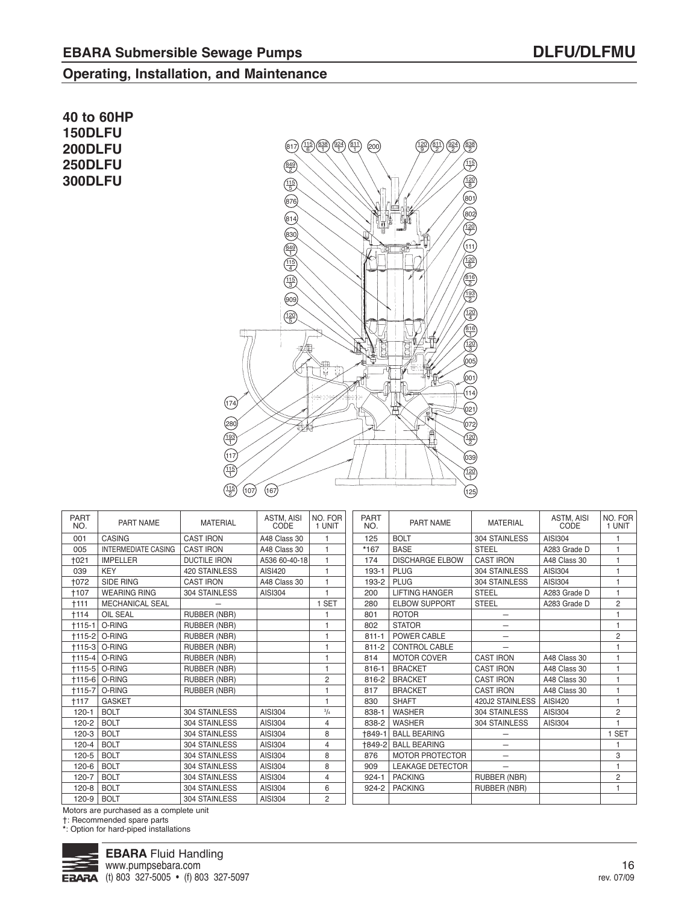## EBARA Submersible Sewage Pumps

## DLFU/DLFMU

### Operating, Installation, and Maintenance

**40 to 60HP**
**150DLFU**
**200DLFU**
**250DLFU**
**300DLFU**

| PART NO. | PART NAME | MATERIAL | ASTM, AISI CODE | NO. FOR 1 UNIT |
|---|---|---|---|---|
| 001 | CASING | CAST IRON | A48 Class 30 | 1 |
| 005 | INTERMEDIATE CASING | CAST IRON | A48 Class 30 | 1 |
| †021 | IMPELLER | DUCTILE IRON | A536 60-40-18 | 1 |
| 039 | KEY | 420 STAINLESS | AISI420 | 1 |
| †072 | SIDE RING | CAST IRON | A48 Class 30 | 1 |
| †107 | WEARING RING | 304 STAINLESS | AISI304 | 1 |
| †111 | MECHANICAL SEAL | – | | 1 SET |
| †114 | OIL SEAL | RUBBER (NBR) | | 1 |
| †115-1 | O-RING | RUBBER (NBR) | | 1 |
| †115-2 | O-RING | RUBBER (NBR) | | 1 |
| †115-3 | O-RING | RUBBER (NBR) | | 1 |
| †115-4 | O-RING | RUBBER (NBR) | | 1 |
| †115-5 | O-RING | RUBBER (NBR) | | 1 |
| †115-6 | O-RING | RUBBER (NBR) | | 2 |
| †115-7 | O-RING | RUBBER (NBR) | | 1 |
| †117 | GASKET | | | 1 |
| 120-1 | BOLT | 304 STAINLESS | AISI304 | 3/4 |
| 120-2 | BOLT | 304 STAINLESS | AISI304 | 4 |
| 120-3 | BOLT | 304 STAINLESS | AISI304 | 8 |
| 120-4 | BOLT | 304 STAINLESS | AISI304 | 4 |
| 120-5 | BOLT | 304 STAINLESS | AISI304 | 8 |
| 120-6 | BOLT | 304 STAINLESS | AISI304 | 8 |
| 120-7 | BOLT | 304 STAINLESS | AISI304 | 4 |
| 120-8 | BOLT | 304 STAINLESS | AISI304 | 6 |
| 120-9 | BOLT | 304 STAINLESS | AISI304 | 2 |

| PART NO. | PART NAME | MATERIAL | ASTM, AISI CODE | NO. FOR 1 UNIT |
|---|---|---|---|---|
| 125 | BOLT | 304 STAINLESS | AISI304 | 1 |
| *167 | BASE | STEEL | A283 Grade D | 1 |
| 174 | DISCHARGE ELBOW | CAST IRON | A48 Class 30 | 1 |
| 193-1 | PLUG | 304 STAINLESS | AISI304 | 1 |
| 193-2 | PLUG | 304 STAINLESS | AISI304 | 1 |
| 200 | LIFTING HANGER | STEEL | A283 Grade D | 1 |
| 280 | ELBOW SUPPORT | STEEL | A283 Grade D | 2 |
| 801 | ROTOR | – | | 1 |
| 802 | STATOR | – | | 1 |
| 811-1 | POWER CABLE | – | | 2 |
| 811-2 | CONTROL CABLE | – | | 1 |
| 814 | MOTOR COVER | CAST IRON | A48 Class 30 | 1 |
| 816-1 | BRACKET | CAST IRON | A48 Class 30 | 1 |
| 816-2 | BRACKET | CAST IRON | A48 Class 30 | 1 |
| 817 | BRACKET | CAST IRON | A48 Class 30 | 1 |
| 830 | SHAFT | 420J2 STAINLESS | AISI420 | 1 |
| 838-1 | WASHER | 304 STAINLESS | AISI304 | 2 |
| 838-2 | WASHER | 304 STAINLESS | AISI304 | 1 |
| †849-1 | BALL BEARING | – | | 1 SET |
| †849-2 | BALL BEARING | – | | 1 |
| 876 | MOTOR PROTECTOR | – | | 3 |
| 909 | LEAKAGE DETECTOR | – | | 1 |
| 924-1 | PACKING | RUBBER (NBR) | | 2 |
| 924-2 | PACKING | RUBBER (NBR) | | 1 |

Motors are purchased as a complete unit

†: Recommended spare parts

*: Option for hard-piped installations

**EBARA** Fluid Handling
www.pumpsebara.com
(t) 803 327-5005 • (f) 803 327-5097

rev. 07/09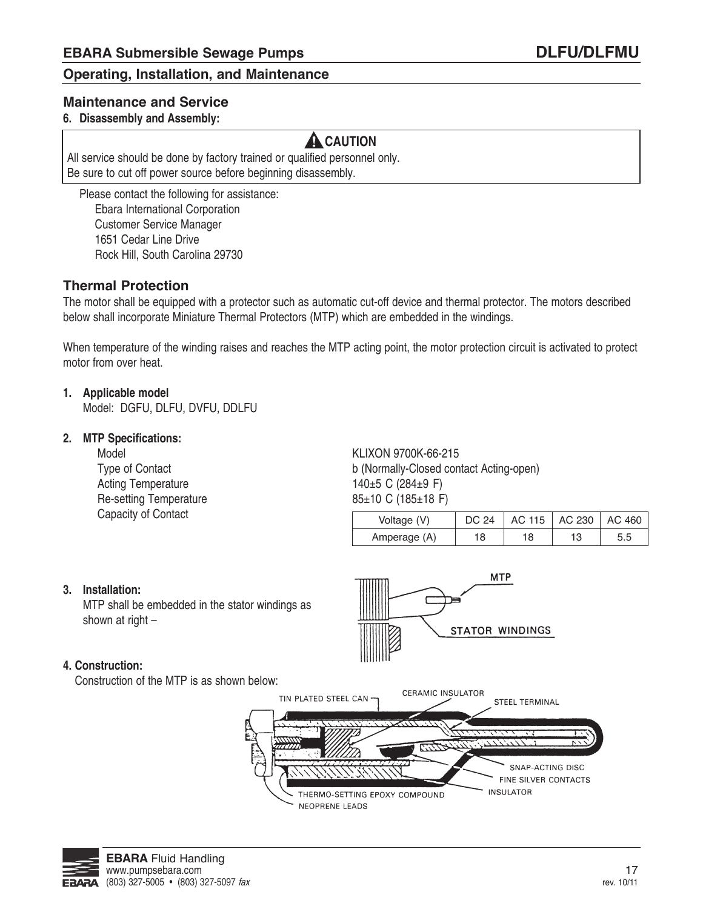## Maintenance and Service

**6. Disassembly and Assembly:**

> **⚠ CAUTION**
>
> All service should be done by factory trained or qualified personnel only.
> Be sure to cut off power source before beginning disassembly.

Please contact the following for assistance:

Ebara International Corporation
Customer Service Manager
1651 Cedar Line Drive
Rock Hill, South Carolina 29730

## Thermal Protection

The motor shall be equipped with a protector such as automatic cut-off device and thermal protector. The motors described below shall incorporate Miniature Thermal Protectors (MTP) which are embedded in the windings.

When temperature of the winding raises and reaches the MTP acting point, the motor protection circuit is activated to protect motor from over heat.

**1. Applicable model**

Model: DGFU, DLFU, DVFU, DDLFU

**2. MTP Specifications:**

| | |
|---|---|
| Model | KLIXON 9700K-66-215 |
| Type of Contact | b (Normally-Closed contact Acting-open) |
| Acting Temperature | 140±5 C (284±9 F) |
| Re-setting Temperature | 85±10 C (185±18 F) |
| Capacity of Contact | |

| Voltage (V) | DC 24 | AC 115 | AC 230 | AC 460 |
|---|---|---|---|---|
| Amperage (A) | 18 | 18 | 13 | 5.5 |

**3. Installation:**

MTP shall be embedded in the stator windings as shown at right –

MTP
STATOR WINDINGS

**4. Construction:**

Construction of the MTP is as shown below:

TIN PLATED STEEL CAN
CERAMIC INSULATOR
STEEL TERMINAL
SNAP-ACTING DISC
FINE SILVER CONTACTS
INSULATOR
THERMO-SETTING EPOXY COMPOUND
NEOPRENE LEADS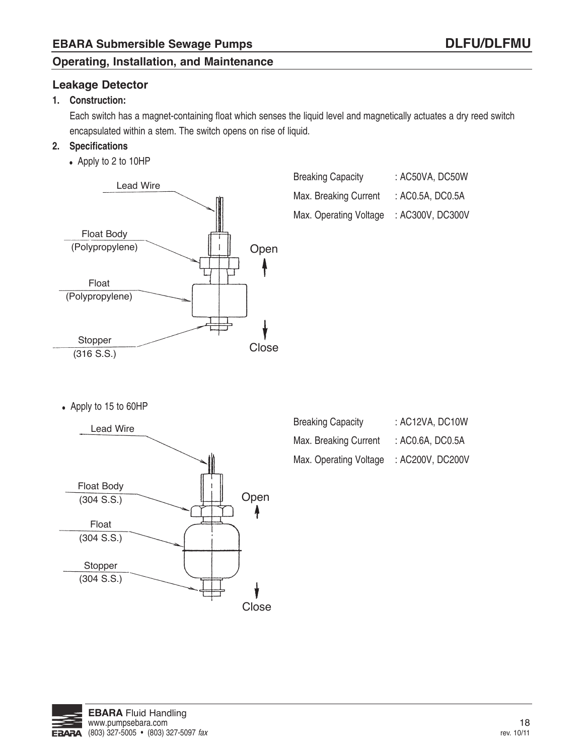## Leakage Detector

**1. Construction:**

Each switch has a magnet-containing float which senses the liquid level and magnetically actuates a dry reed switch encapsulated within a stem. The switch opens on rise of liquid.

**2. Specifications**

- Apply to 2 to 10HP

Lead Wire

Float Body (Polypropylene)

Float (Polypropylene)

Stopper (316 S.S.)

Open

Close

| | |
|---|---|
| Breaking Capacity | : AC50VA, DC50W |
| Max. Breaking Current | : AC0.5A, DC0.5A |
| Max. Operating Voltage | : AC300V, DC300V |

- Apply to 15 to 60HP

Lead Wire

Float Body (304 S.S.)

Float (304 S.S.)

Stopper (304 S.S.)

Open

Close

| | |
|---|---|
| Breaking Capacity | : AC12VA, DC10W |
| Max. Breaking Current | : AC0.6A, DC0.5A |
| Max. Operating Voltage | : AC200V, DC200V |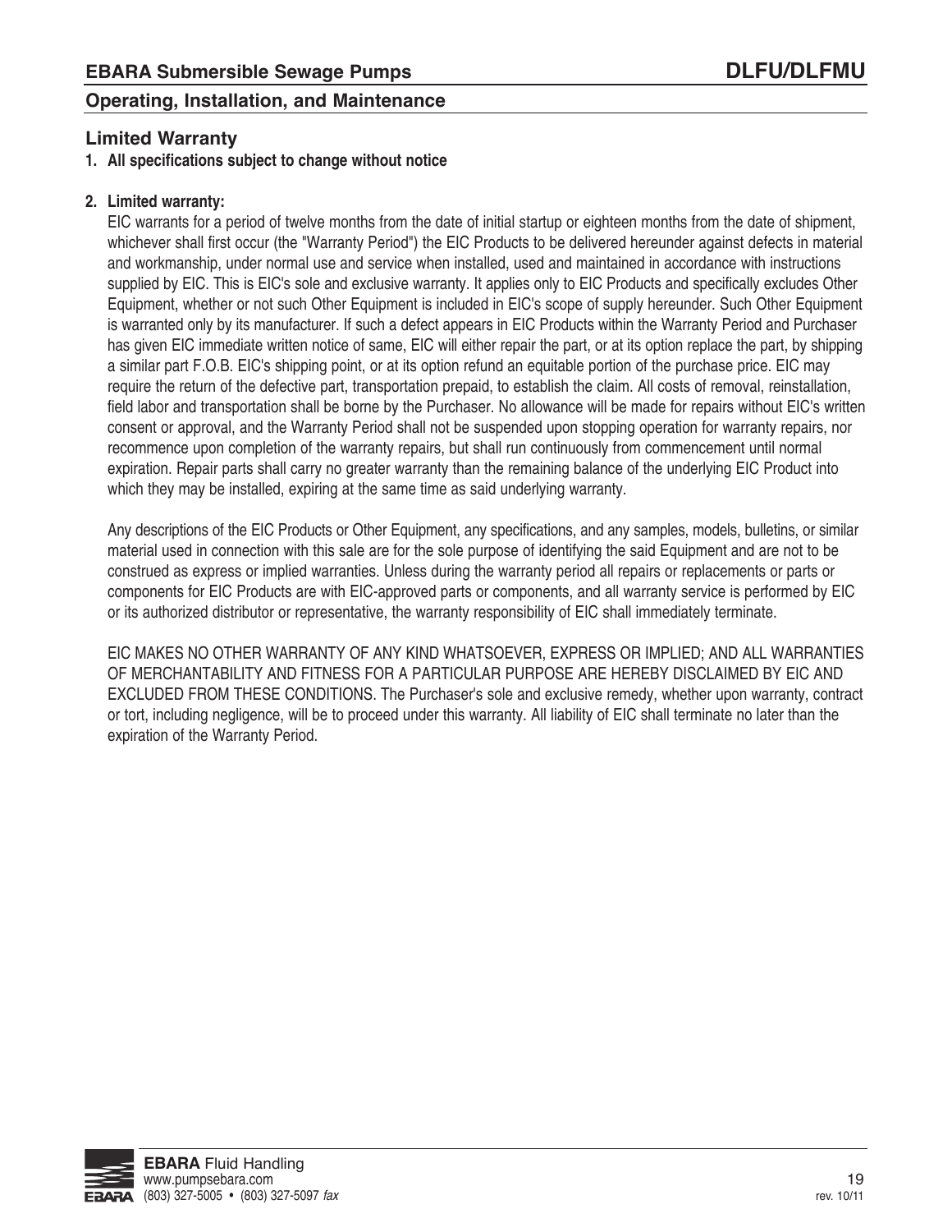## Limited Warranty

**1. All specifications subject to change without notice**

**2. Limited warranty:**

EIC warrants for a period of twelve months from the date of initial startup or eighteen months from the date of shipment, whichever shall first occur (the "Warranty Period") the EIC Products to be delivered hereunder against defects in material and workmanship, under normal use and service when installed, used and maintained in accordance with instructions supplied by EIC. This is EIC's sole and exclusive warranty. It applies only to EIC Products and specifically excludes Other Equipment, whether or not such Other Equipment is included in EIC's scope of supply hereunder. Such Other Equipment is warranted only by its manufacturer. If such a defect appears in EIC Products within the Warranty Period and Purchaser has given EIC immediate written notice of same, EIC will either repair the part, or at its option replace the part, by shipping a similar part F.O.B. EIC's shipping point, or at its option refund an equitable portion of the purchase price. EIC may require the return of the defective part, transportation prepaid, to establish the claim. All costs of removal, reinstallation, field labor and transportation shall be borne by the Purchaser. No allowance will be made for repairs without EIC's written consent or approval, and the Warranty Period shall not be suspended upon stopping operation for warranty repairs, nor recommence upon completion of the warranty repairs, but shall run continuously from commencement until normal expiration. Repair parts shall carry no greater warranty than the remaining balance of the underlying EIC Product into which they may be installed, expiring at the same time as said underlying warranty.

Any descriptions of the EIC Products or Other Equipment, any specifications, and any samples, models, bulletins, or similar material used in connection with this sale are for the sole purpose of identifying the said Equipment and are not to be construed as express or implied warranties. Unless during the warranty period all repairs or replacements or parts or components for EIC Products are with EIC-approved parts or components, and all warranty service is performed by EIC or its authorized distributor or representative, the warranty responsibility of EIC shall immediately terminate.

EIC MAKES NO OTHER WARRANTY OF ANY KIND WHATSOEVER, EXPRESS OR IMPLIED; AND ALL WARRANTIES OF MERCHANTABILITY AND FITNESS FOR A PARTICULAR PURPOSE ARE HEREBY DISCLAIMED BY EIC AND EXCLUDED FROM THESE CONDITIONS. The Purchaser's sole and exclusive remedy, whether upon warranty, contract or tort, including negligence, will be to proceed under this warranty. All liability of EIC shall terminate no later than the expiration of the Warranty Period.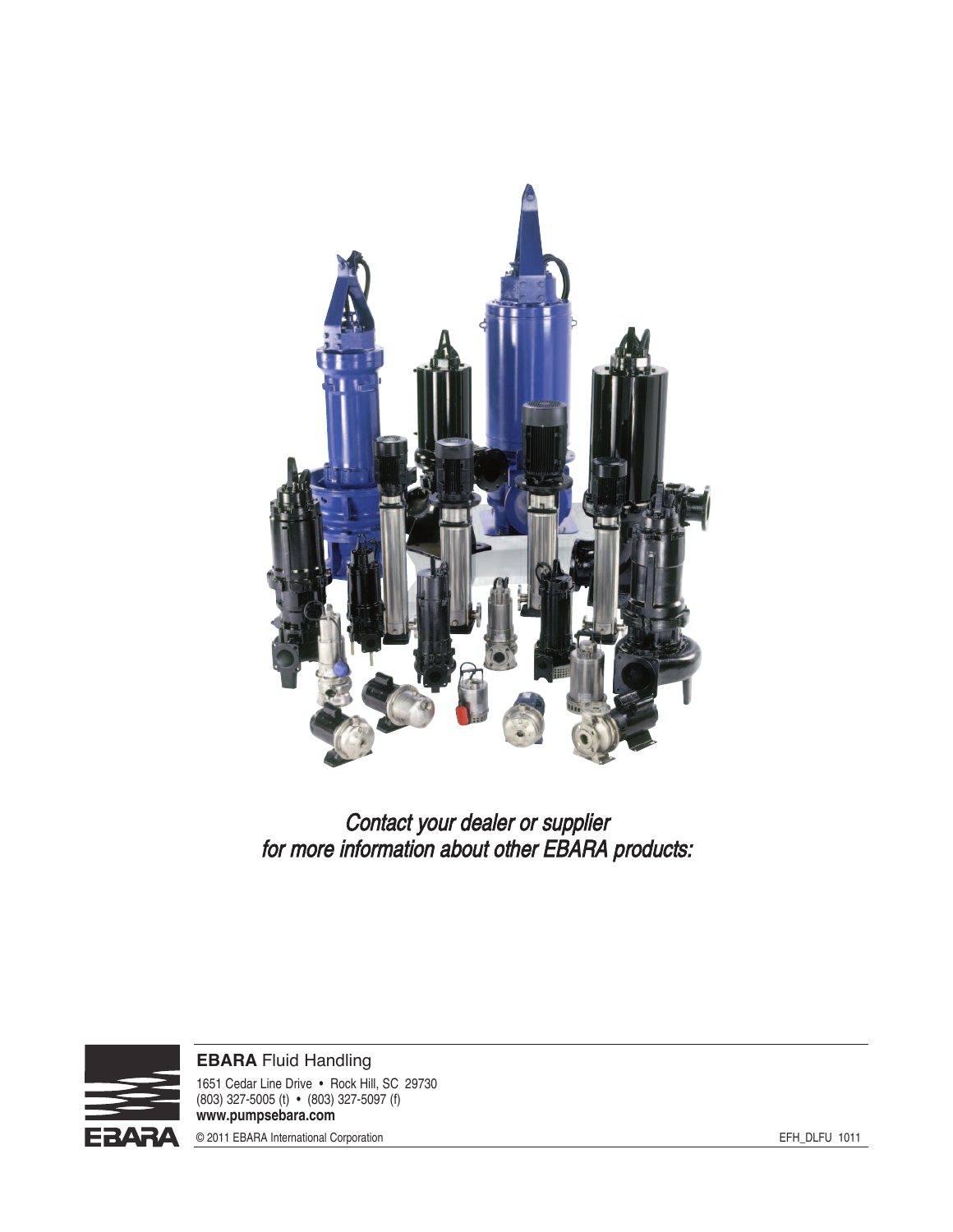*Contact your dealer or supplier for more information about other EBARA products:*

**EBARA** Fluid Handling

1651 Cedar Line Drive • Rock Hill, SC 29730
(803) 327-5005 (t) • (803) 327-5097 (f)
**www.pumpsebara.com**

© 2011 EBARA International Corporation

EFH_DLFU 1011